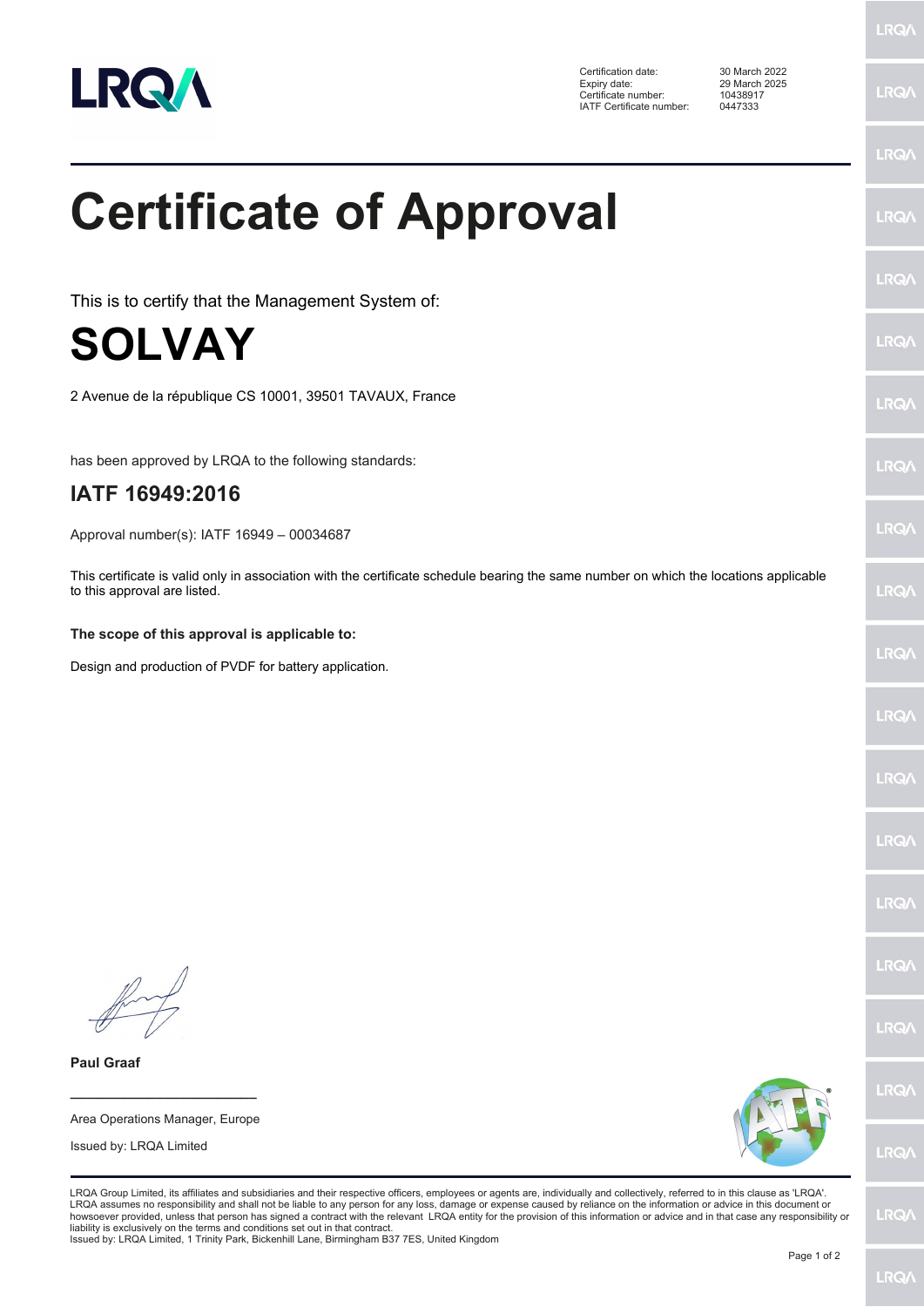| | |
|---|---|
| Certification date: | 30 March 2022 |
| Expiry date: | 29 March 2025 |
| Certificate number: | 10438917 |
| IATF Certificate number: | 0447333 |

# Certificate of Approval

This is to certify that the Management System of:

## SOLVAY

2 Avenue de la république CS 10001, 39501 TAVAUX, France

has been approved by LRQA to the following standards:

### IATF 16949:2016

Approval number(s): IATF 16949 – 00034687

This certificate is valid only in association with the certificate schedule bearing the same number on which the locations applicable to this approval are listed.

**The scope of this approval is applicable to:**

Design and production of PVDF for battery application.

**Paul Graaf**

Area Operations Manager, Europe

Issued by: LRQA Limited

LRQA Group Limited, its affiliates and subsidiaries and their respective officers, employees or agents are, individually and collectively, referred to in this clause as 'LRQA'. LRQA assumes no responsibility and shall not be liable to any person for any loss, damage or expense caused by reliance on the information or advice in this document or howsoever provided, unless that person has signed a contract with the relevant LRQA entity for the provision of this information or advice and in that case any responsibility or liability is exclusively on the terms and conditions set out in that contract.
Issued by: LRQA Limited, 1 Trinity Park, Bickenhill Lane, Birmingham B37 7ES, United Kingdom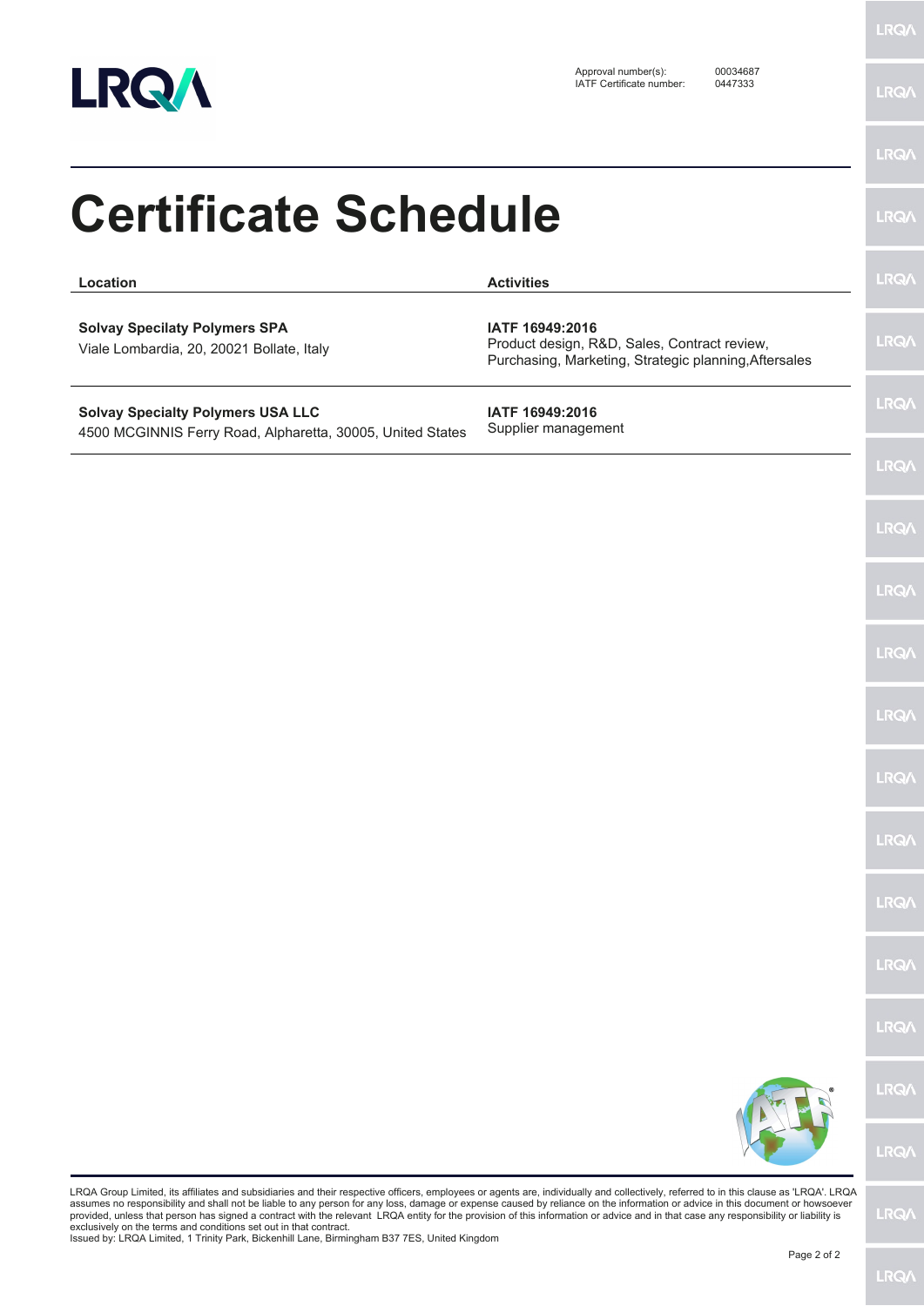Approval number(s): 00034687
IATF Certificate number: 0447333

# Certificate Schedule

| Location | Activities |
|---|---|
| **Solvay Specilaty Polymers SPA**<br>Viale Lombardia, 20, 20021 Bollate, Italy | **IATF 16949:2016**<br>Product design, R&D, Sales, Contract review, Purchasing, Marketing, Strategic planning,Aftersales |
| **Solvay Specialty Polymers USA LLC**<br>4500 MCGINNIS Ferry Road, Alpharetta, 30005, United States | **IATF 16949:2016**<br>Supplier management |

LRQA Group Limited, its affiliates and subsidiaries and their respective officers, employees or agents are, individually and collectively, referred to in this clause as 'LRQA'. LRQA assumes no responsibility and shall not be liable to any person for any loss, damage or expense caused by reliance on the information or advice in this document or howsoever provided, unless that person has signed a contract with the relevant LRQA entity for the provision of this information or advice and in that case any responsibility or liability is exclusively on the terms and conditions set out in that contract.
Issued by: LRQA Limited, 1 Trinity Park, Bickenhill Lane, Birmingham B37 7ES, United Kingdom